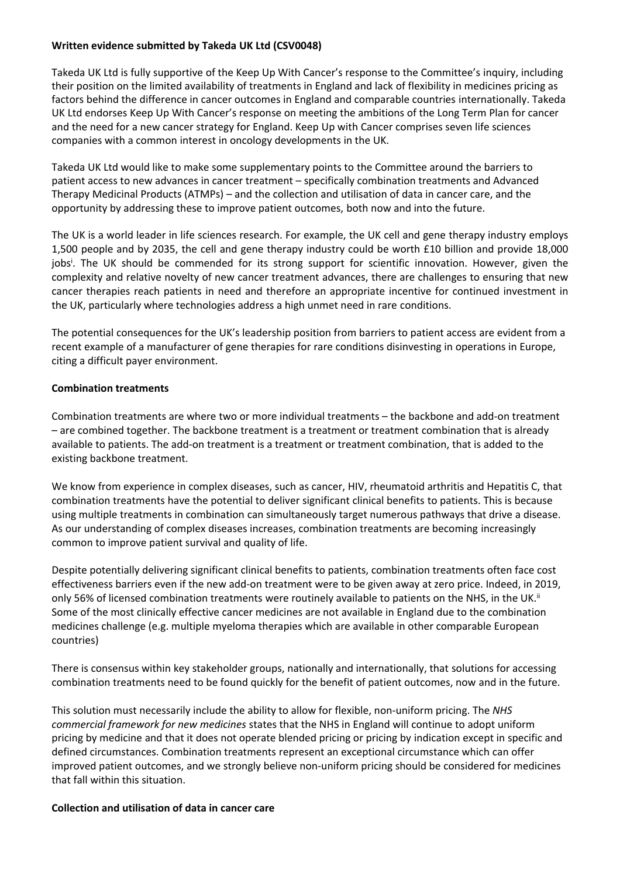**Written evidence submitted by Takeda UK Ltd (CSV0048)**

Takeda UK Ltd is fully supportive of the Keep Up With Cancer's response to the Committee's inquiry, including their position on the limited availability of treatments in England and lack of flexibility in medicines pricing as factors behind the difference in cancer outcomes in England and comparable countries internationally. Takeda UK Ltd endorses Keep Up With Cancer's response on meeting the ambitions of the Long Term Plan for cancer and the need for a new cancer strategy for England. Keep Up with Cancer comprises seven life sciences companies with a common interest in oncology developments in the UK.

Takeda UK Ltd would like to make some supplementary points to the Committee around the barriers to patient access to new advances in cancer treatment – specifically combination treatments and Advanced Therapy Medicinal Products (ATMPs) – and the collection and utilisation of data in cancer care, and the opportunity by addressing these to improve patient outcomes, both now and into the future.

The UK is a world leader in life sciences research. For example, the UK cell and gene therapy industry employs 1,500 people and by 2035, the cell and gene therapy industry could be worth £10 billion and provide 18,000 jobs[i]. The UK should be commended for its strong support for scientific innovation. However, given the complexity and relative novelty of new cancer treatment advances, there are challenges to ensuring that new cancer therapies reach patients in need and therefore an appropriate incentive for continued investment in the UK, particularly where technologies address a high unmet need in rare conditions.

The potential consequences for the UK's leadership position from barriers to patient access are evident from a recent example of a manufacturer of gene therapies for rare conditions disinvesting in operations in Europe, citing a difficult payer environment.

**Combination treatments**

Combination treatments are where two or more individual treatments – the backbone and add-on treatment – are combined together. The backbone treatment is a treatment or treatment combination that is already available to patients. The add-on treatment is a treatment or treatment combination, that is added to the existing backbone treatment.

We know from experience in complex diseases, such as cancer, HIV, rheumatoid arthritis and Hepatitis C, that combination treatments have the potential to deliver significant clinical benefits to patients. This is because using multiple treatments in combination can simultaneously target numerous pathways that drive a disease. As our understanding of complex diseases increases, combination treatments are becoming increasingly common to improve patient survival and quality of life.

Despite potentially delivering significant clinical benefits to patients, combination treatments often face cost effectiveness barriers even if the new add-on treatment were to be given away at zero price. Indeed, in 2019, only 56% of licensed combination treatments were routinely available to patients on the NHS, in the UK.[ii] Some of the most clinically effective cancer medicines are not available in England due to the combination medicines challenge (e.g. multiple myeloma therapies which are available in other comparable European countries)

There is consensus within key stakeholder groups, nationally and internationally, that solutions for accessing combination treatments need to be found quickly for the benefit of patient outcomes, now and in the future.

This solution must necessarily include the ability to allow for flexible, non-uniform pricing. The *NHS commercial framework for new medicines* states that the NHS in England will continue to adopt uniform pricing by medicine and that it does not operate blended pricing or pricing by indication except in specific and defined circumstances. Combination treatments represent an exceptional circumstance which can offer improved patient outcomes, and we strongly believe non-uniform pricing should be considered for medicines that fall within this situation.

**Collection and utilisation of data in cancer care**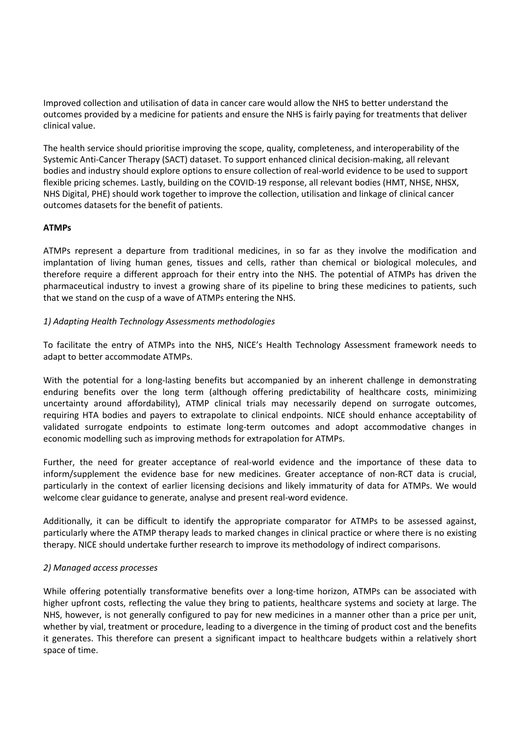Improved collection and utilisation of data in cancer care would allow the NHS to better understand the outcomes provided by a medicine for patients and ensure the NHS is fairly paying for treatments that deliver clinical value.

The health service should prioritise improving the scope, quality, completeness, and interoperability of the Systemic Anti-Cancer Therapy (SACT) dataset. To support enhanced clinical decision-making, all relevant bodies and industry should explore options to ensure collection of real-world evidence to be used to support flexible pricing schemes. Lastly, building on the COVID-19 response, all relevant bodies (HMT, NHSE, NHSX, NHS Digital, PHE) should work together to improve the collection, utilisation and linkage of clinical cancer outcomes datasets for the benefit of patients.

**ATMPs**

ATMPs represent a departure from traditional medicines, in so far as they involve the modification and implantation of living human genes, tissues and cells, rather than chemical or biological molecules, and therefore require a different approach for their entry into the NHS. The potential of ATMPs has driven the pharmaceutical industry to invest a growing share of its pipeline to bring these medicines to patients, such that we stand on the cusp of a wave of ATMPs entering the NHS.

*1) Adapting Health Technology Assessments methodologies*

To facilitate the entry of ATMPs into the NHS, NICE's Health Technology Assessment framework needs to adapt to better accommodate ATMPs.

With the potential for a long-lasting benefits but accompanied by an inherent challenge in demonstrating enduring benefits over the long term (although offering predictability of healthcare costs, minimizing uncertainty around affordability), ATMP clinical trials may necessarily depend on surrogate outcomes, requiring HTA bodies and payers to extrapolate to clinical endpoints. NICE should enhance acceptability of validated surrogate endpoints to estimate long-term outcomes and adopt accommodative changes in economic modelling such as improving methods for extrapolation for ATMPs.

Further, the need for greater acceptance of real-world evidence and the importance of these data to inform/supplement the evidence base for new medicines. Greater acceptance of non-RCT data is crucial, particularly in the context of earlier licensing decisions and likely immaturity of data for ATMPs. We would welcome clear guidance to generate, analyse and present real-word evidence.

Additionally, it can be difficult to identify the appropriate comparator for ATMPs to be assessed against, particularly where the ATMP therapy leads to marked changes in clinical practice or where there is no existing therapy. NICE should undertake further research to improve its methodology of indirect comparisons.

*2) Managed access processes*

While offering potentially transformative benefits over a long-time horizon, ATMPs can be associated with higher upfront costs, reflecting the value they bring to patients, healthcare systems and society at large. The NHS, however, is not generally configured to pay for new medicines in a manner other than a price per unit, whether by vial, treatment or procedure, leading to a divergence in the timing of product cost and the benefits it generates. This therefore can present a significant impact to healthcare budgets within a relatively short space of time.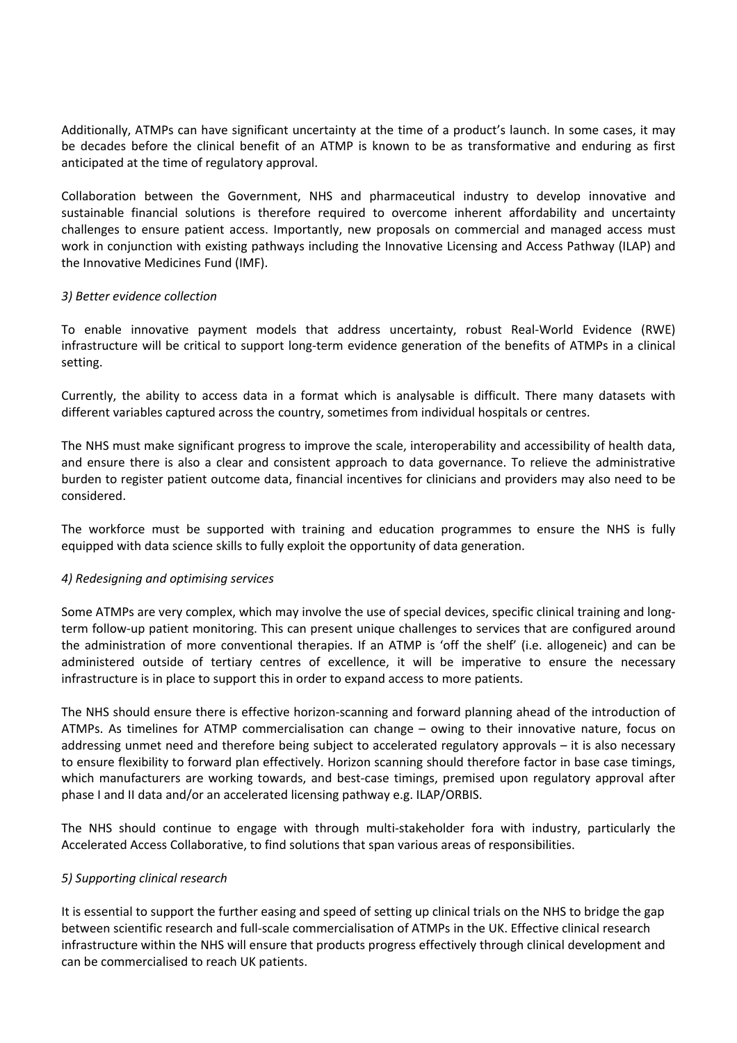Additionally, ATMPs can have significant uncertainty at the time of a product's launch. In some cases, it may be decades before the clinical benefit of an ATMP is known to be as transformative and enduring as first anticipated at the time of regulatory approval.

Collaboration between the Government, NHS and pharmaceutical industry to develop innovative and sustainable financial solutions is therefore required to overcome inherent affordability and uncertainty challenges to ensure patient access. Importantly, new proposals on commercial and managed access must work in conjunction with existing pathways including the Innovative Licensing and Access Pathway (ILAP) and the Innovative Medicines Fund (IMF).

*3) Better evidence collection*

To enable innovative payment models that address uncertainty, robust Real-World Evidence (RWE) infrastructure will be critical to support long-term evidence generation of the benefits of ATMPs in a clinical setting.

Currently, the ability to access data in a format which is analysable is difficult. There many datasets with different variables captured across the country, sometimes from individual hospitals or centres.

The NHS must make significant progress to improve the scale, interoperability and accessibility of health data, and ensure there is also a clear and consistent approach to data governance. To relieve the administrative burden to register patient outcome data, financial incentives for clinicians and providers may also need to be considered.

The workforce must be supported with training and education programmes to ensure the NHS is fully equipped with data science skills to fully exploit the opportunity of data generation.

*4) Redesigning and optimising services*

Some ATMPs are very complex, which may involve the use of special devices, specific clinical training and long-term follow-up patient monitoring. This can present unique challenges to services that are configured around the administration of more conventional therapies. If an ATMP is 'off the shelf' (i.e. allogeneic) and can be administered outside of tertiary centres of excellence, it will be imperative to ensure the necessary infrastructure is in place to support this in order to expand access to more patients.

The NHS should ensure there is effective horizon-scanning and forward planning ahead of the introduction of ATMPs. As timelines for ATMP commercialisation can change – owing to their innovative nature, focus on addressing unmet need and therefore being subject to accelerated regulatory approvals – it is also necessary to ensure flexibility to forward plan effectively. Horizon scanning should therefore factor in base case timings, which manufacturers are working towards, and best-case timings, premised upon regulatory approval after phase I and II data and/or an accelerated licensing pathway e.g. ILAP/ORBIS.

The NHS should continue to engage with through multi-stakeholder fora with industry, particularly the Accelerated Access Collaborative, to find solutions that span various areas of responsibilities.

*5) Supporting clinical research*

It is essential to support the further easing and speed of setting up clinical trials on the NHS to bridge the gap between scientific research and full-scale commercialisation of ATMPs in the UK. Effective clinical research infrastructure within the NHS will ensure that products progress effectively through clinical development and can be commercialised to reach UK patients.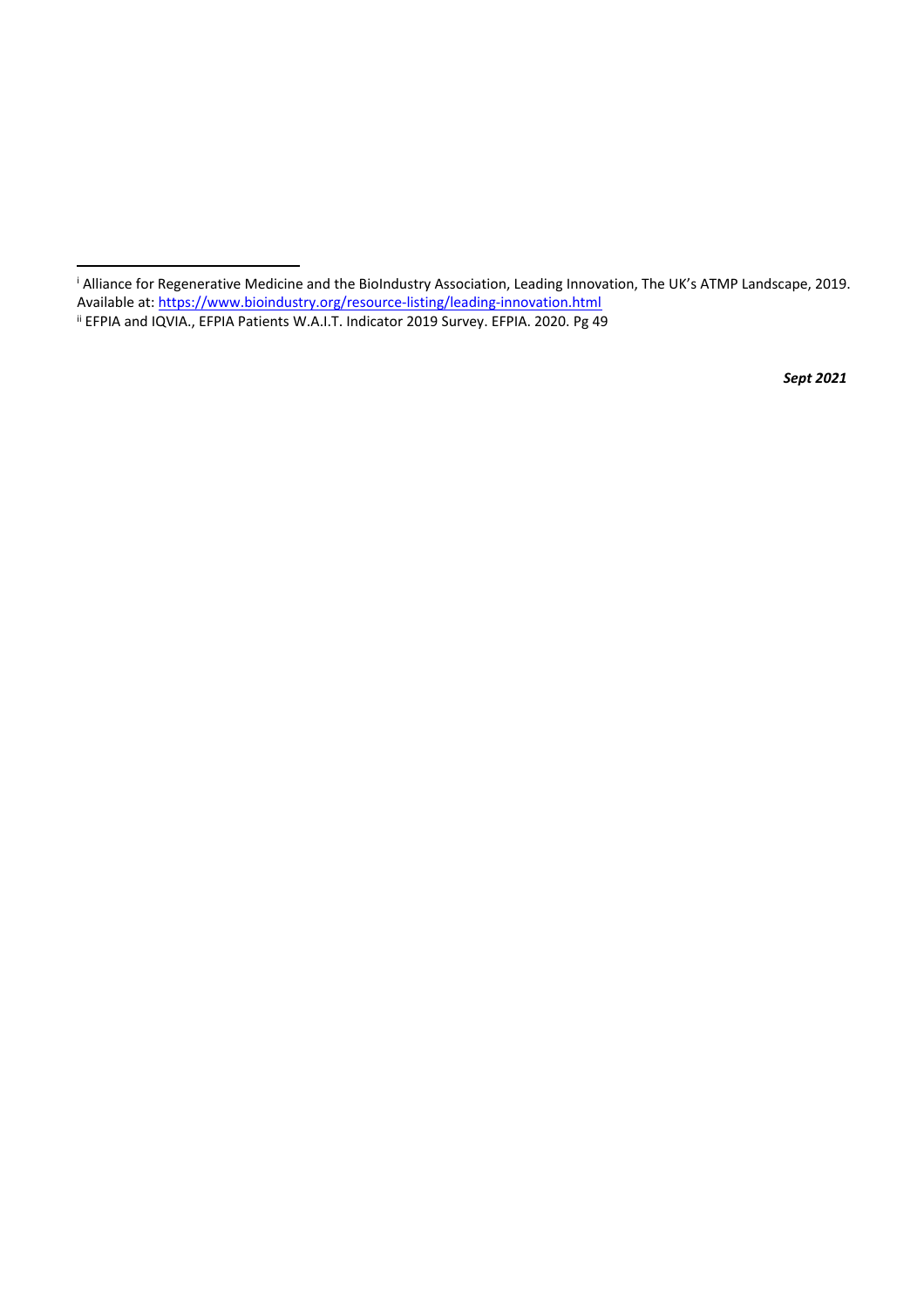---

[i] Alliance for Regenerative Medicine and the BioIndustry Association, Leading Innovation, The UK's ATMP Landscape, 2019. Available at: https://www.bioindustry.org/resource-listing/leading-innovation.html

[ii] EFPIA and IQVIA., EFPIA Patients W.A.I.T. Indicator 2019 Survey. EFPIA. 2020. Pg 49

***Sept 2021***